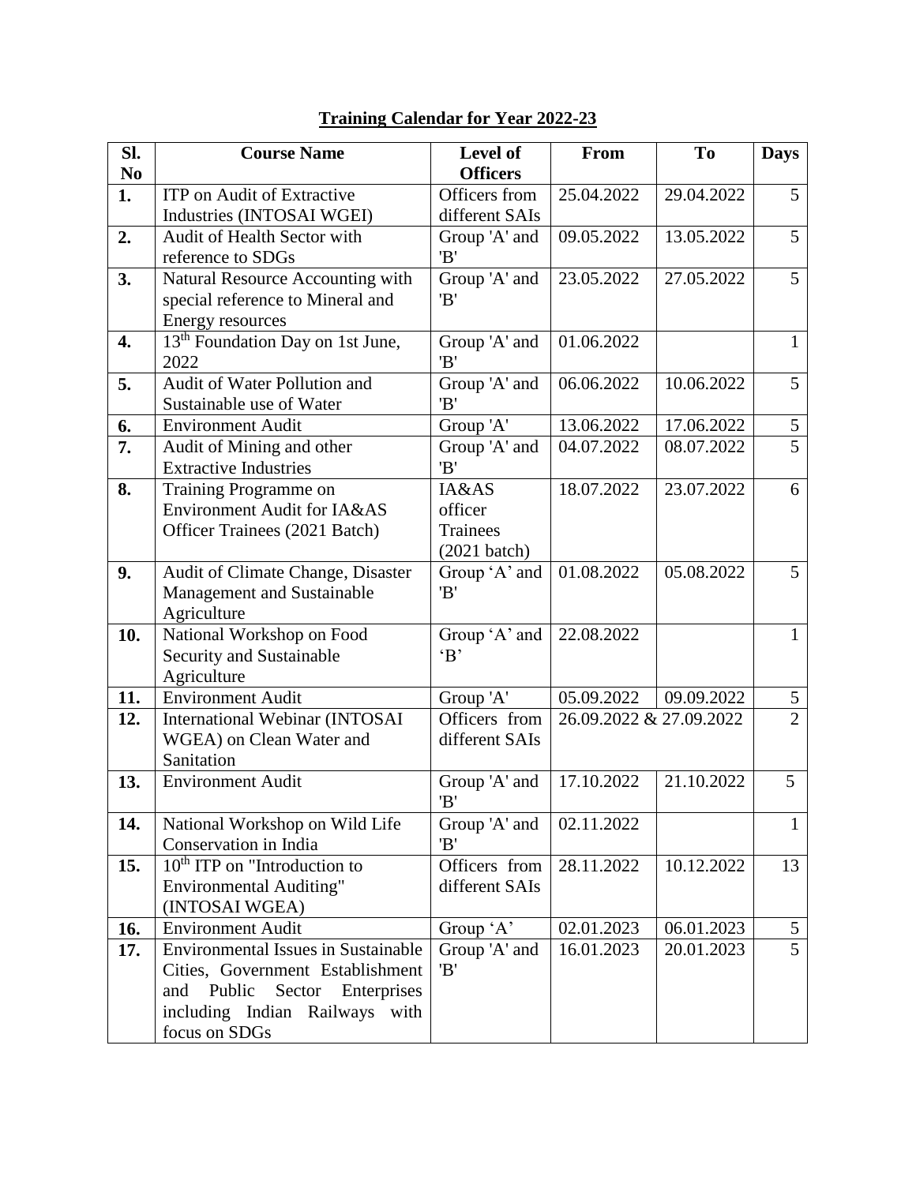# Training Calendar for Year 2022-23

| Sl. No | Course Name | Level of Officers | From | To | Days |
|---|---|---|---|---|---|
| **1.** | ITP on Audit of Extractive Industries (INTOSAI WGEI) | Officers from different SAIs | 25.04.2022 | 29.04.2022 | 5 |
| **2.** | Audit of Health Sector with reference to SDGs | Group 'A' and 'B' | 09.05.2022 | 13.05.2022 | 5 |
| **3.** | Natural Resource Accounting with special reference to Mineral and Energy resources | Group 'A' and 'B' | 23.05.2022 | 27.05.2022 | 5 |
| **4.** | 13th Foundation Day on 1st June, 2022 | Group 'A' and 'B' | 01.06.2022 | | 1 |
| **5.** | Audit of Water Pollution and Sustainable use of Water | Group 'A' and 'B' | 06.06.2022 | 10.06.2022 | 5 |
| **6.** | Environment Audit | Group 'A' | 13.06.2022 | 17.06.2022 | 5 |
| **7.** | Audit of Mining and other Extractive Industries | Group 'A' and 'B' | 04.07.2022 | 08.07.2022 | 5 |
| **8.** | Training Programme on Environment Audit for IA&AS Officer Trainees (2021 Batch) | IA&AS officer Trainees (2021 batch) | 18.07.2022 | 23.07.2022 | 6 |
| **9.** | Audit of Climate Change, Disaster Management and Sustainable Agriculture | Group 'A' and 'B' | 01.08.2022 | 05.08.2022 | 5 |
| **10.** | National Workshop on Food Security and Sustainable Agriculture | Group 'A' and 'B' | 22.08.2022 | | 1 |
| **11.** | Environment Audit | Group 'A' | 05.09.2022 | 09.09.2022 | 5 |
| **12.** | International Webinar (INTOSAI WGEA) on Clean Water and Sanitation | Officers from different SAIs | 26.09.2022 & 27.09.2022 | | 2 |
| **13.** | Environment Audit | Group 'A' and 'B' | 17.10.2022 | 21.10.2022 | 5 |
| **14.** | National Workshop on Wild Life Conservation in India | Group 'A' and 'B' | 02.11.2022 | | 1 |
| **15.** | 10th ITP on "Introduction to Environmental Auditing" (INTOSAI WGEA) | Officers from different SAIs | 28.11.2022 | 10.12.2022 | 13 |
| **16.** | Environment Audit | Group 'A' | 02.01.2023 | 06.01.2023 | 5 |
| **17.** | Environmental Issues in Sustainable Cities, Government Establishment and Public Sector Enterprises including Indian Railways with focus on SDGs | Group 'A' and 'B' | 16.01.2023 | 20.01.2023 | 5 |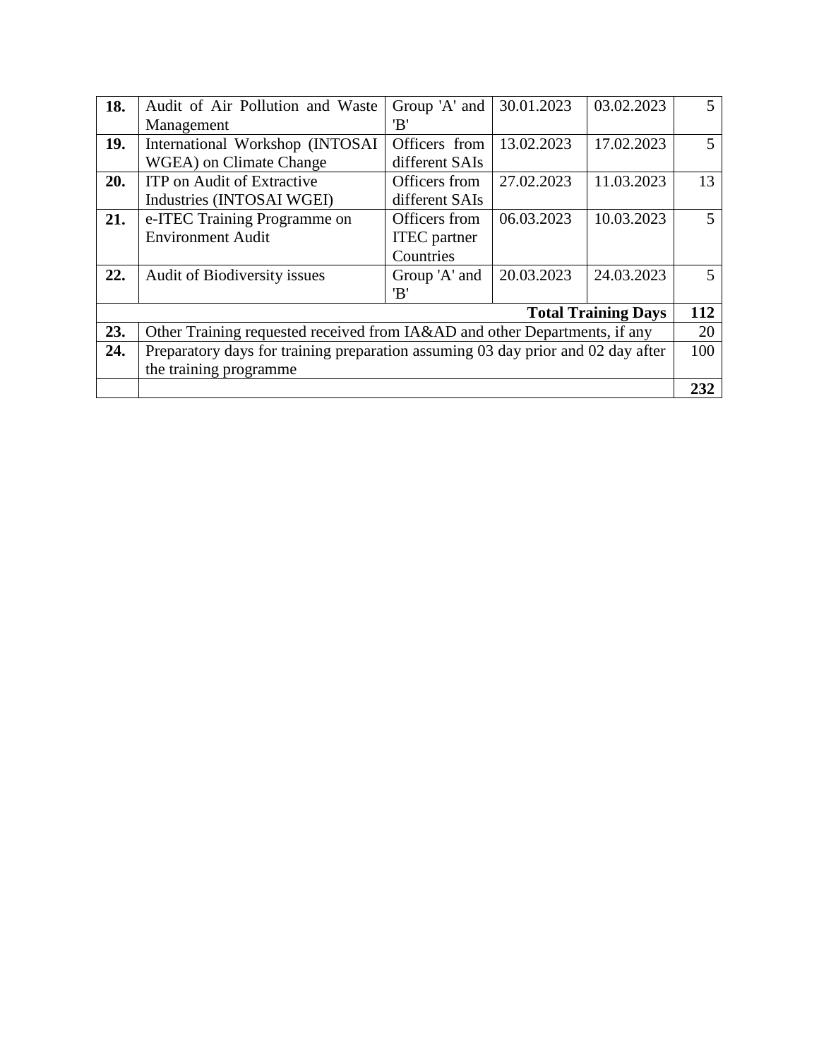| | | | | | |
|---|---|---|---|---|---|
| **18.** | Audit of Air Pollution and Waste Management | Group 'A' and 'B' | 30.01.2023 | 03.02.2023 | 5 |
| **19.** | International Workshop (INTOSAI WGEA) on Climate Change | Officers from different SAIs | 13.02.2023 | 17.02.2023 | 5 |
| **20.** | ITP on Audit of Extractive Industries (INTOSAI WGEI) | Officers from different SAIs | 27.02.2023 | 11.03.2023 | 13 |
| **21.** | e-ITEC Training Programme on Environment Audit | Officers from ITEC partner Countries | 06.03.2023 | 10.03.2023 | 5 |
| **22.** | Audit of Biodiversity issues | Group 'A' and 'B' | 20.03.2023 | 24.03.2023 | 5 |
| | | | | **Total Training Days** | **112** |
| **23.** | Other Training requested received from IA&AD and other Departments, if any | | | | 20 |
| **24.** | Preparatory days for training preparation assuming 03 day prior and 02 day after the training programme | | | | 100 |
| | | | | | **232** |